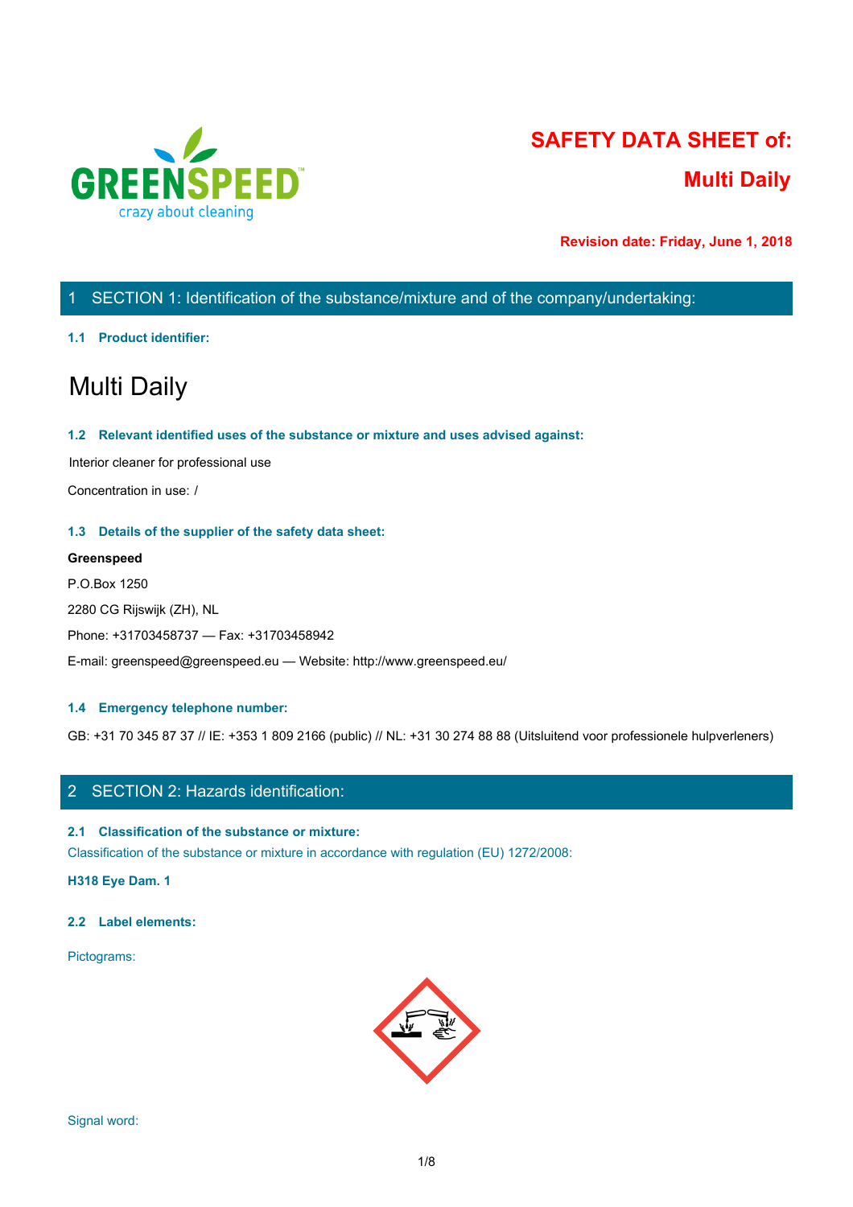# SAFETY DATA SHEET of:

# Multi Daily

**Revision date: Friday, June 1, 2018**

## 1 SECTION 1: Identification of the substance/mixture and of the company/undertaking:

### 1.1 Product identifier:

# Multi Daily

### 1.2 Relevant identified uses of the substance or mixture and uses advised against:

Interior cleaner for professional use

Concentration in use: /

### 1.3 Details of the supplier of the safety data sheet:

**Greenspeed**

P.O.Box 1250

2280 CG Rijswijk (ZH), NL

Phone: +31703458737 — Fax: +31703458942

E-mail: greenspeed@greenspeed.eu — Website: http://www.greenspeed.eu/

### 1.4 Emergency telephone number:

GB: +31 70 345 87 37 // IE: +353 1 809 2166 (public) // NL: +31 30 274 88 88 (Uitsluitend voor professionele hulpverleners)

## 2 SECTION 2: Hazards identification:

### 2.1 Classification of the substance or mixture:

Classification of the substance or mixture in accordance with regulation (EU) 1272/2008:

**H318 Eye Dam. 1**

### 2.2 Label elements:

Pictograms:

Signal word: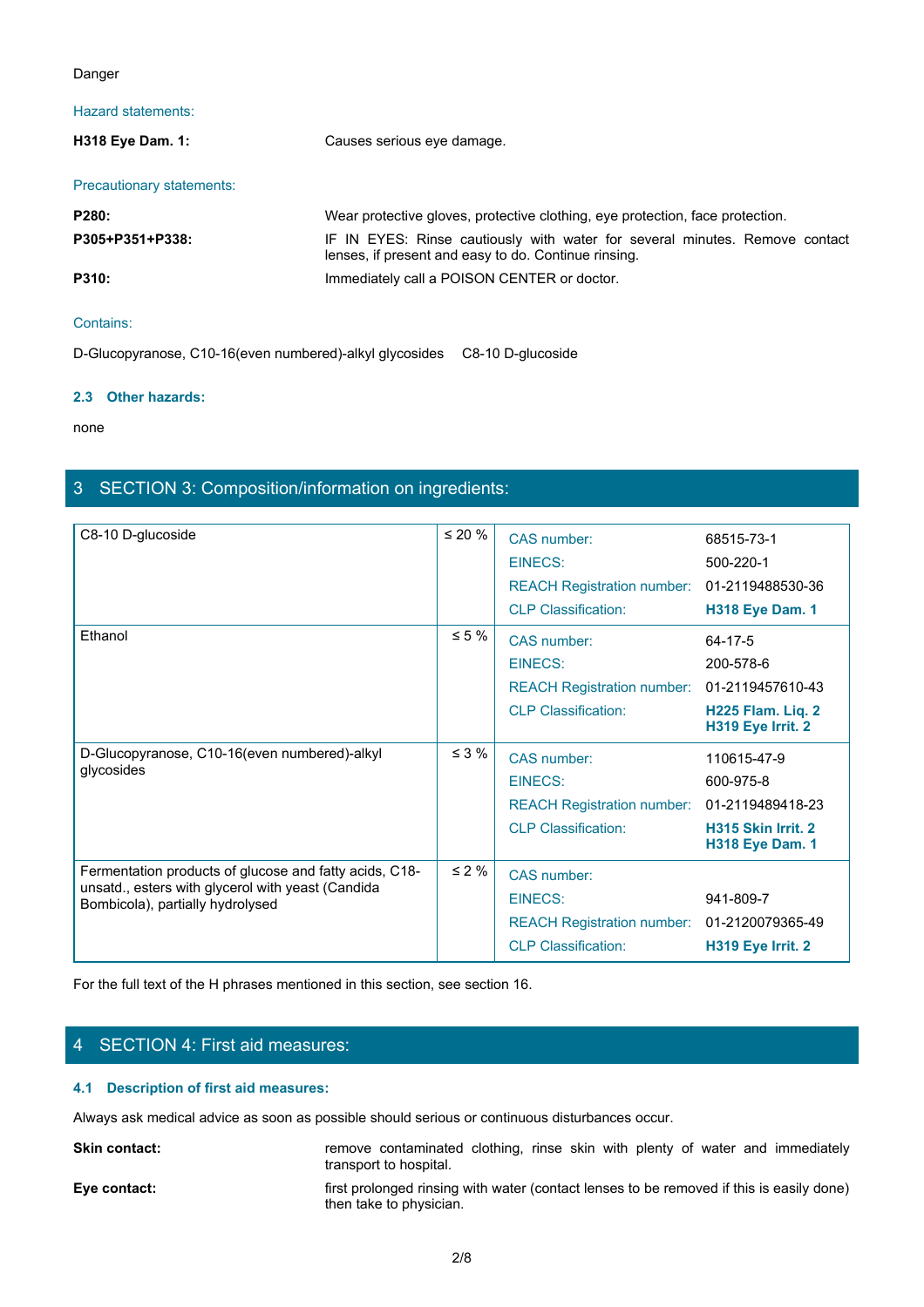Danger

Hazard statements:

| | |
|---|---|
| **H318 Eye Dam. 1:** | Causes serious eye damage. |

Precautionary statements:

| | |
|---|---|
| **P280:** | Wear protective gloves, protective clothing, eye protection, face protection. |
| **P305+P351+P338:** | IF IN EYES: Rinse cautiously with water for several minutes. Remove contact lenses, if present and easy to do. Continue rinsing. |
| **P310:** | Immediately call a POISON CENTER or doctor. |

Contains:

D-Glucopyranose, C10-16(even numbered)-alkyl glycosides    C8-10 D-glucoside

### 2.3 Other hazards:

none

## 3 SECTION 3: Composition/information on ingredients:

| Ingredient | Concentration | Identifier | Value |
|---|---|---|---|
| C8-10 D-glucoside | ≤ 20 % | CAS number: | 68515-73-1 |
| | | EINECS: | 500-220-1 |
| | | REACH Registration number: | 01-2119488530-36 |
| | | CLP Classification: | **H318 Eye Dam. 1** |
| Ethanol | ≤ 5 % | CAS number: | 64-17-5 |
| | | EINECS: | 200-578-6 |
| | | REACH Registration number: | 01-2119457610-43 |
| | | CLP Classification: | **H225 Flam. Liq. 2**<br>**H319 Eye Irrit. 2** |
| D-Glucopyranose, C10-16(even numbered)-alkyl glycosides | ≤ 3 % | CAS number: | 110615-47-9 |
| | | EINECS: | 600-975-8 |
| | | REACH Registration number: | 01-2119489418-23 |
| | | CLP Classification: | **H315 Skin Irrit. 2**<br>**H318 Eye Dam. 1** |
| Fermentation products of glucose and fatty acids, C18-unsatd., esters with glycerol with yeast (Candida Bombicola), partially hydrolysed | ≤ 2 % | CAS number: | |
| | | EINECS: | 941-809-7 |
| | | REACH Registration number: | 01-2120079365-49 |
| | | CLP Classification: | **H319 Eye Irrit. 2** |

For the full text of the H phrases mentioned in this section, see section 16.

## 4 SECTION 4: First aid measures:

### 4.1 Description of first aid measures:

Always ask medical advice as soon as possible should serious or continuous disturbances occur.

| | |
|---|---|
| **Skin contact:** | remove contaminated clothing, rinse skin with plenty of water and immediately transport to hospital. |
| **Eye contact:** | first prolonged rinsing with water (contact lenses to be removed if this is easily done) then take to physician. |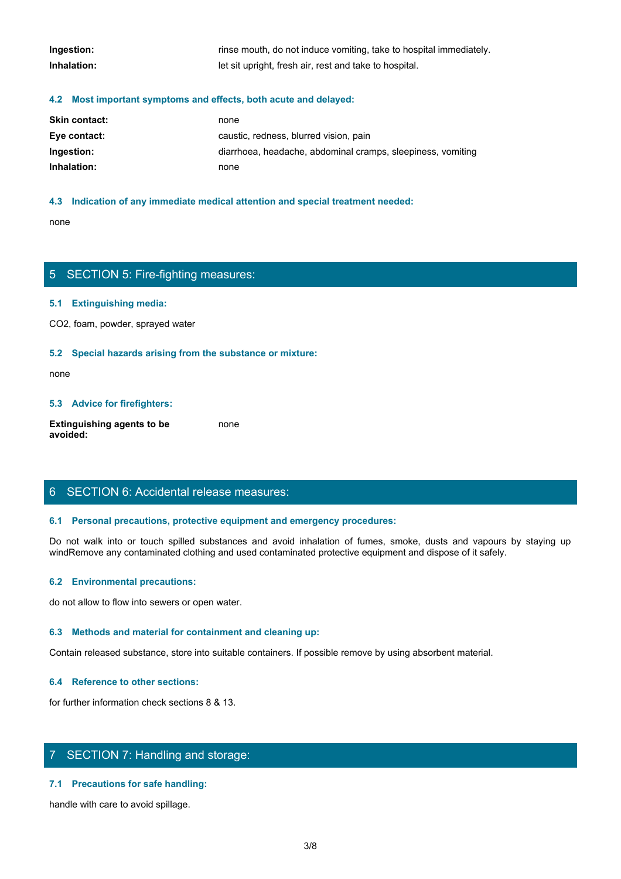| | |
|---|---|
| **Ingestion:** | rinse mouth, do not induce vomiting, take to hospital immediately. |
| **Inhalation:** | let sit upright, fresh air, rest and take to hospital. |

### 4.2 Most important symptoms and effects, both acute and delayed:

| | |
|---|---|
| **Skin contact:** | none |
| **Eye contact:** | caustic, redness, blurred vision, pain |
| **Ingestion:** | diarrhoea, headache, abdominal cramps, sleepiness, vomiting |
| **Inhalation:** | none |

### 4.3 Indication of any immediate medical attention and special treatment needed:

none

## 5 SECTION 5: Fire-fighting measures:

### 5.1 Extinguishing media:

$CO_2$, foam, powder, sprayed water

### 5.2 Special hazards arising from the substance or mixture:

none

### 5.3 Advice for firefighters:

| | |
|---|---|
| **Extinguishing agents to be avoided:** | none |

## 6 SECTION 6: Accidental release measures:

### 6.1 Personal precautions, protective equipment and emergency procedures:

Do not walk into or touch spilled substances and avoid inhalation of fumes, smoke, dusts and vapours by staying up windRemove any contaminated clothing and used contaminated protective equipment and dispose of it safely.

### 6.2 Environmental precautions:

do not allow to flow into sewers or open water.

### 6.3 Methods and material for containment and cleaning up:

Contain released substance, store into suitable containers. If possible remove by using absorbent material.

### 6.4 Reference to other sections:

for further information check sections 8 & 13.

## 7 SECTION 7: Handling and storage:

### 7.1 Precautions for safe handling:

handle with care to avoid spillage.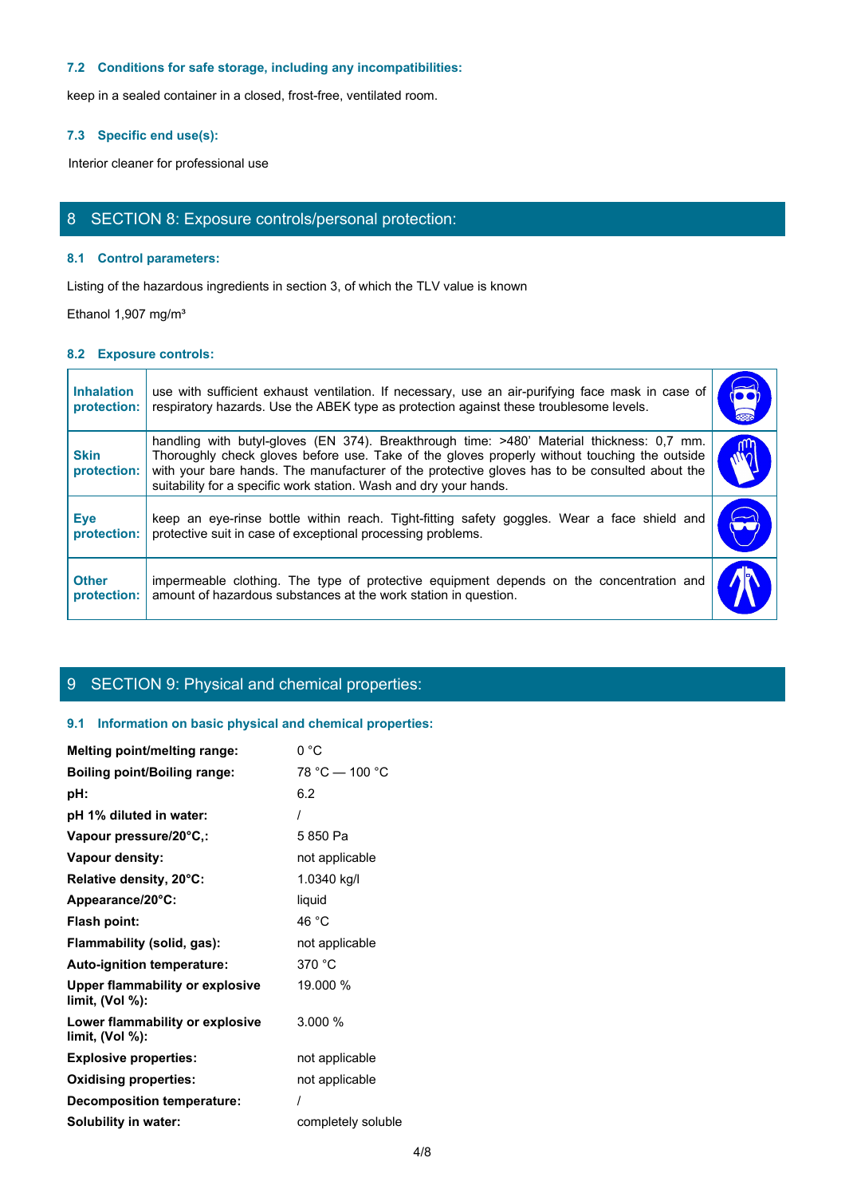### 7.2 Conditions for safe storage, including any incompatibilities:

keep in a sealed container in a closed, frost-free, ventilated room.

### 7.3 Specific end use(s):

Interior cleaner for professional use

## 8 SECTION 8: Exposure controls/personal protection:

### 8.1 Control parameters:

Listing of the hazardous ingredients in section 3, of which the TLV value is known

Ethanol 1,907 mg/m³

### 8.2 Exposure controls:

| | | |
|---|---|---|
| **Inhalation protection:** | use with sufficient exhaust ventilation. If necessary, use an air-purifying face mask in case of respiratory hazards. Use the ABEK type as protection against these troublesome levels. | |
| **Skin protection:** | handling with butyl-gloves (EN 374). Breakthrough time: >480' Material thickness: 0,7 mm. Thoroughly check gloves before use. Take of the gloves properly without touching the outside with your bare hands. The manufacturer of the protective gloves has to be consulted about the suitability for a specific work station. Wash and dry your hands. | |
| **Eye protection:** | keep an eye-rinse bottle within reach. Tight-fitting safety goggles. Wear a face shield and protective suit in case of exceptional processing problems. | |
| **Other protection:** | impermeable clothing. The type of protective equipment depends on the concentration and amount of hazardous substances at the work station in question. | |

## 9 SECTION 9: Physical and chemical properties:

### 9.1 Information on basic physical and chemical properties:

| | |
|---|---|
| **Melting point/melting range:** | 0 °C |
| **Boiling point/Boiling range:** | 78 °C — 100 °C |
| **pH:** | 6.2 |
| **pH 1% diluted in water:** | / |
| **Vapour pressure/20°C,:** | 5 850 Pa |
| **Vapour density:** | not applicable |
| **Relative density, 20°C:** | 1.0340 kg/l |
| **Appearance/20°C:** | liquid |
| **Flash point:** | 46 °C |
| **Flammability (solid, gas):** | not applicable |
| **Auto-ignition temperature:** | 370 °C |
| **Upper flammability or explosive limit, (Vol %):** | 19.000 % |
| **Lower flammability or explosive limit, (Vol %):** | 3.000 % |
| **Explosive properties:** | not applicable |
| **Oxidising properties:** | not applicable |
| **Decomposition temperature:** | / |
| **Solubility in water:** | completely soluble |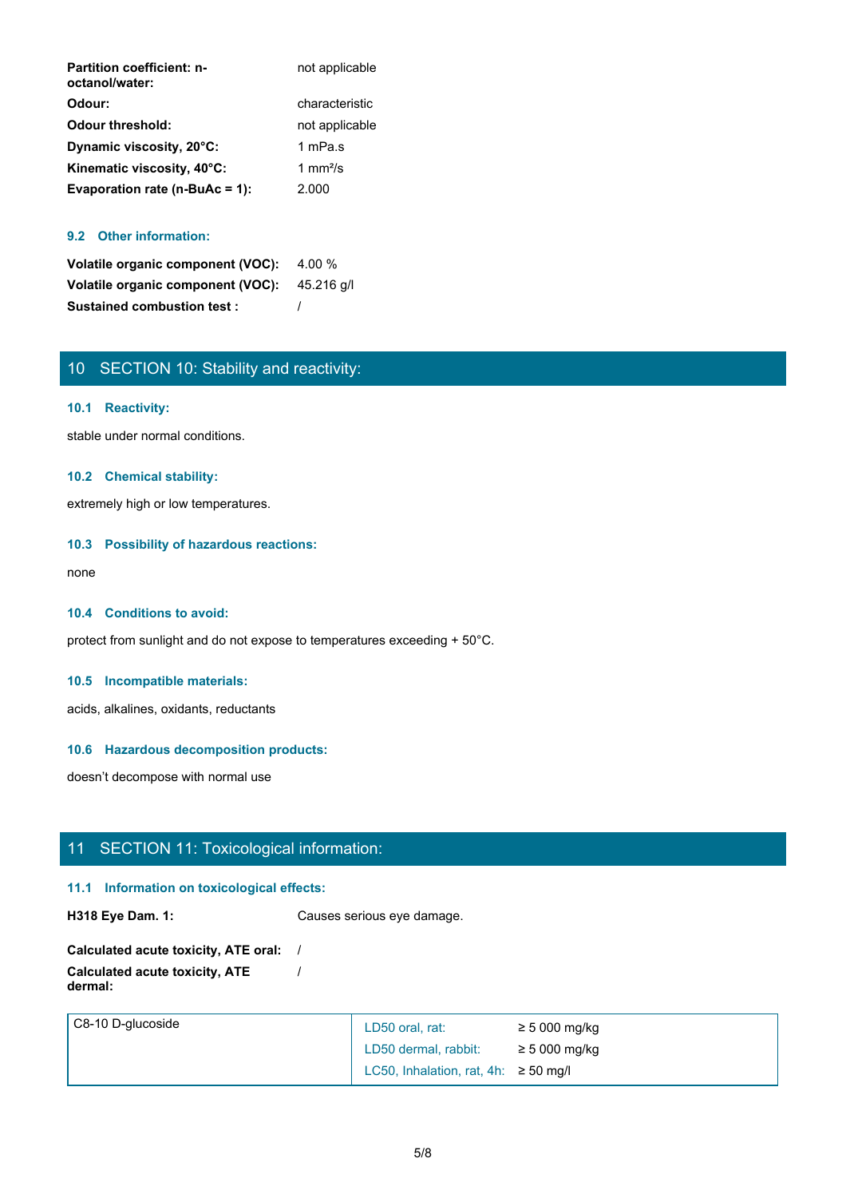| | |
|---|---|
| **Partition coefficient: n-octanol/water:** | not applicable |
| **Odour:** | characteristic |
| **Odour threshold:** | not applicable |
| **Dynamic viscosity, 20°C:** | 1 mPa.s |
| **Kinematic viscosity, 40°C:** | 1 mm²/s |
| **Evaporation rate (n-BuAc = 1):** | 2.000 |

### 9.2 Other information:

| | |
|---|---|
| **Volatile organic component (VOC):** | 4.00 % |
| **Volatile organic component (VOC):** | 45.216 g/l |
| **Sustained combustion test :** | / |

## 10 SECTION 10: Stability and reactivity:

### 10.1 Reactivity:

stable under normal conditions.

### 10.2 Chemical stability:

extremely high or low temperatures.

### 10.3 Possibility of hazardous reactions:

none

### 10.4 Conditions to avoid:

protect from sunlight and do not expose to temperatures exceeding + 50°C.

### 10.5 Incompatible materials:

acids, alkalines, oxidants, reductants

### 10.6 Hazardous decomposition products:

doesn't decompose with normal use

## 11 SECTION 11: Toxicological information:

### 11.1 Information on toxicological effects:

| | |
|---|---|
| **H318 Eye Dam. 1:** | Causes serious eye damage. |

| | |
|---|---|
| **Calculated acute toxicity, ATE oral:** | / |
| **Calculated acute toxicity, ATE dermal:** | / |

| | | |
|---|---|---|
| C8-10 D-glucoside | LD50 oral, rat: | ≥ 5 000 mg/kg |
| | LD50 dermal, rabbit: | ≥ 5 000 mg/kg |
| | LC50, Inhalation, rat, 4h: | ≥ 50 mg/l |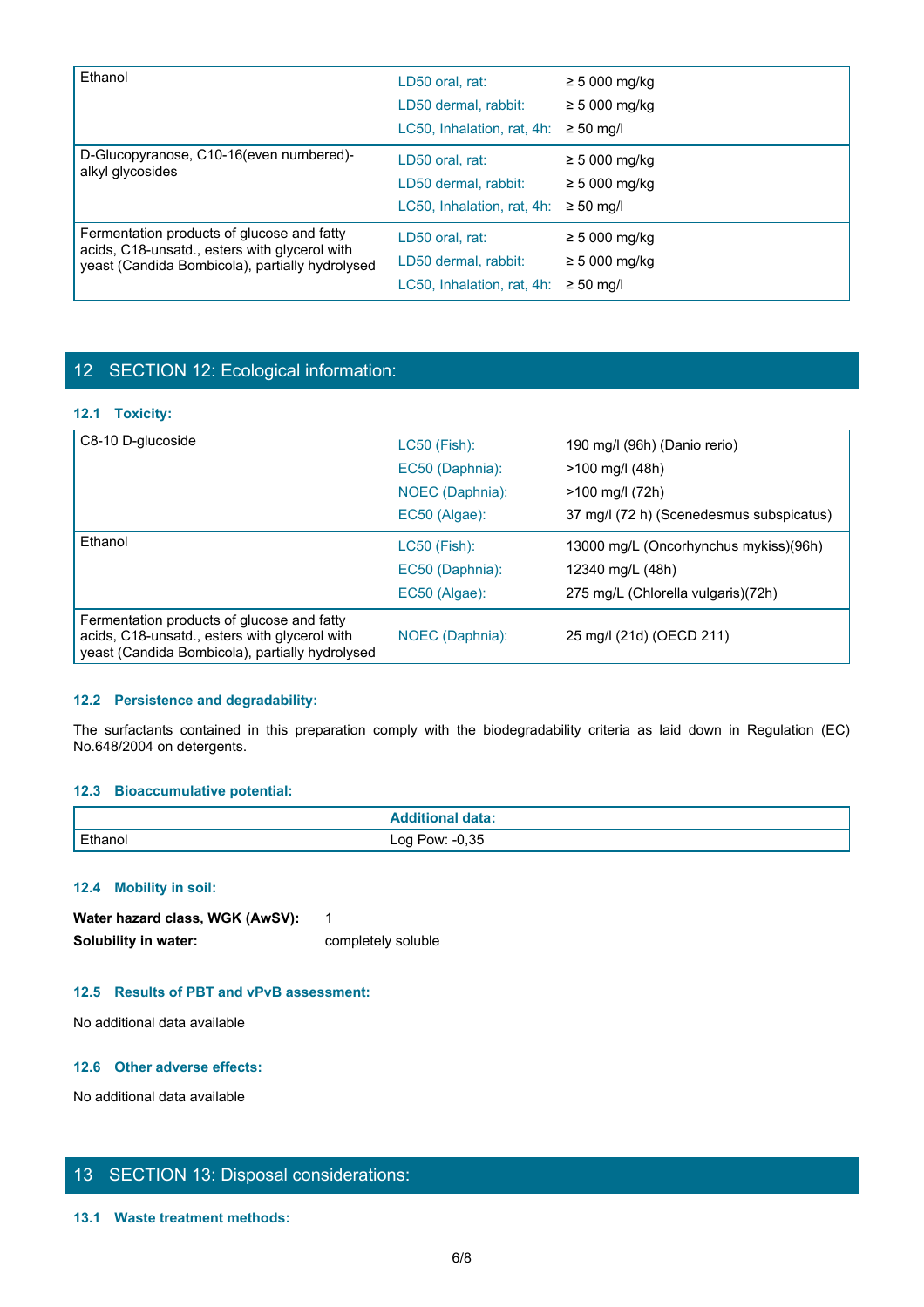| | | |
|---|---|---|
| Ethanol | LD50 oral, rat:<br>LD50 dermal, rabbit:<br>LC50, Inhalation, rat, 4h: | ≥ 5 000 mg/kg<br>≥ 5 000 mg/kg<br>≥ 50 mg/l |
| D-Glucopyranose, C10-16(even numbered)-alkyl glycosides | LD50 oral, rat:<br>LD50 dermal, rabbit:<br>LC50, Inhalation, rat, 4h: | ≥ 5 000 mg/kg<br>≥ 5 000 mg/kg<br>≥ 50 mg/l |
| Fermentation products of glucose and fatty acids, C18-unsatd., esters with glycerol with yeast (Candida Bombicola), partially hydrolysed | LD50 oral, rat:<br>LD50 dermal, rabbit:<br>LC50, Inhalation, rat, 4h: | ≥ 5 000 mg/kg<br>≥ 5 000 mg/kg<br>≥ 50 mg/l |

## 12 SECTION 12: Ecological information:

### 12.1 Toxicity:

| | | |
|---|---|---|
| C8-10 D-glucoside | LC50 (Fish):<br>EC50 (Daphnia):<br>NOEC (Daphnia):<br>EC50 (Algae): | 190 mg/l (96h) (Danio rerio)<br>>100 mg/l (48h)<br>>100 mg/l (72h)<br>37 mg/l (72 h) (Scenedesmus subspicatus) |
| Ethanol | LC50 (Fish):<br>EC50 (Daphnia):<br>EC50 (Algae): | 13000 mg/L (Oncorhynchus mykiss)(96h)<br>12340 mg/L (48h)<br>275 mg/L (Chlorella vulgaris)(72h) |
| Fermentation products of glucose and fatty acids, C18-unsatd., esters with glycerol with yeast (Candida Bombicola), partially hydrolysed | NOEC (Daphnia): | 25 mg/l (21d) (OECD 211) |

### 12.2 Persistence and degradability:

The surfactants contained in this preparation comply with the biodegradability criteria as laid down in Regulation (EC) No.648/2004 on detergents.

### 12.3 Bioaccumulative potential:

| | Additional data: |
|---|---|
| Ethanol | Log Pow: -0,35 |

### 12.4 Mobility in soil:

**Water hazard class, WGK (AwSV):** 1

**Solubility in water:** completely soluble

### 12.5 Results of PBT and vPvB assessment:

No additional data available

### 12.6 Other adverse effects:

No additional data available

## 13 SECTION 13: Disposal considerations:

### 13.1 Waste treatment methods: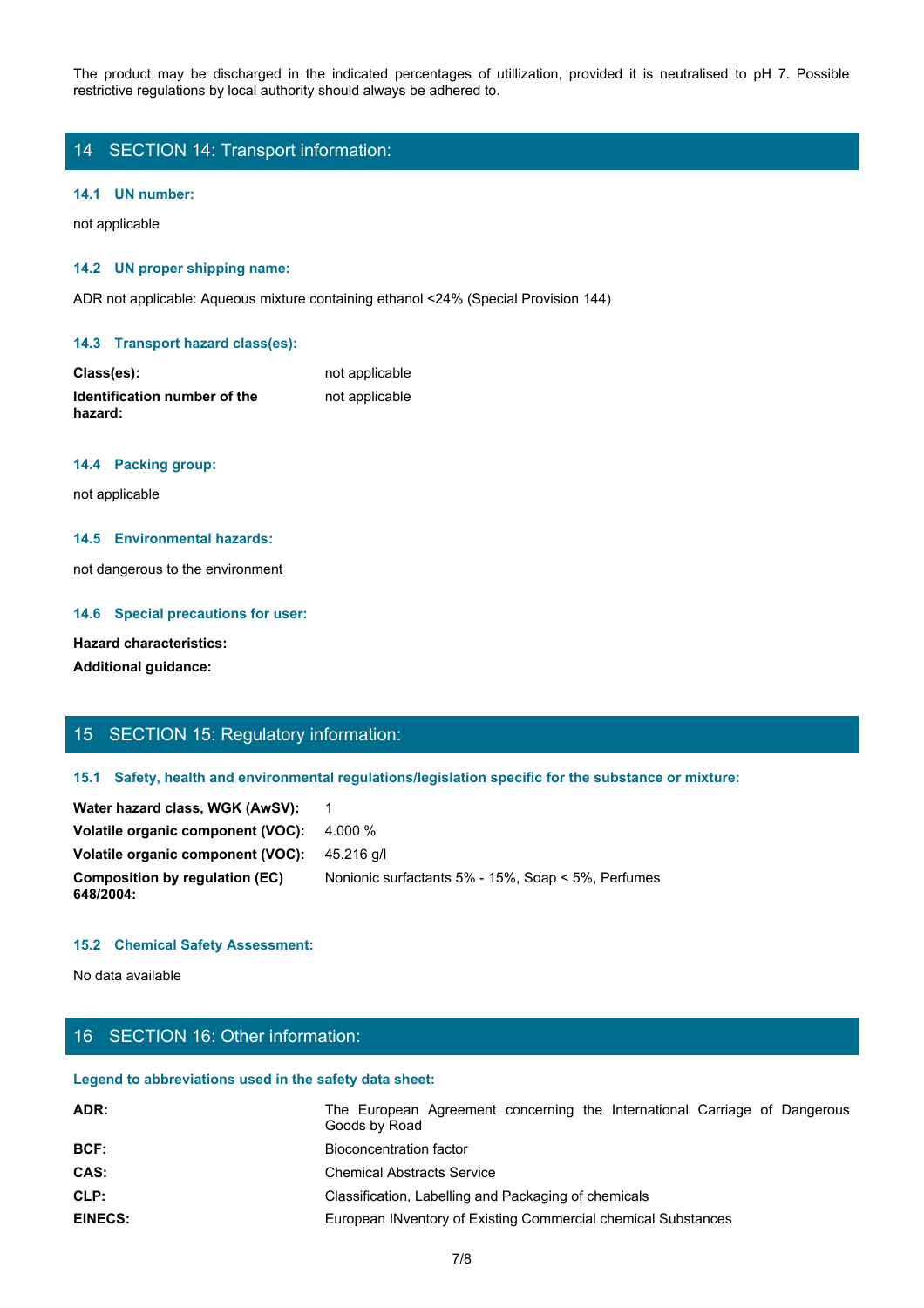The product may be discharged in the indicated percentages of utillization, provided it is neutralised to pH 7. Possible restrictive regulations by local authority should always be adhered to.

## 14 SECTION 14: Transport information:

### 14.1 UN number:

not applicable

### 14.2 UN proper shipping name:

ADR not applicable: Aqueous mixture containing ethanol <24% (Special Provision 144)

### 14.3 Transport hazard class(es):

| | |
|---|---|
| **Class(es):** | not applicable |
| **Identification number of the hazard:** | not applicable |

### 14.4 Packing group:

not applicable

### 14.5 Environmental hazards:

not dangerous to the environment

### 14.6 Special precautions for user:

**Hazard characteristics:**

**Additional guidance:**

## 15 SECTION 15: Regulatory information:

### 15.1 Safety, health and environmental regulations/legislation specific for the substance or mixture:

| | |
|---|---|
| **Water hazard class, WGK (AwSV):** | 1 |
| **Volatile organic component (VOC):** | 4.000 % |
| **Volatile organic component (VOC):** | 45.216 g/l |
| **Composition by regulation (EC) 648/2004:** | Nonionic surfactants 5% - 15%, Soap < 5%, Perfumes |

### 15.2 Chemical Safety Assessment:

No data available

## 16 SECTION 16: Other information:

### Legend to abbreviations used in the safety data sheet:

| | |
|---|---|
| **ADR:** | The European Agreement concerning the International Carriage of Dangerous Goods by Road |
| **BCF:** | Bioconcentration factor |
| **CAS:** | Chemical Abstracts Service |
| **CLP:** | Classification, Labelling and Packaging of chemicals |
| **EINECS:** | European INventory of Existing Commercial chemical Substances |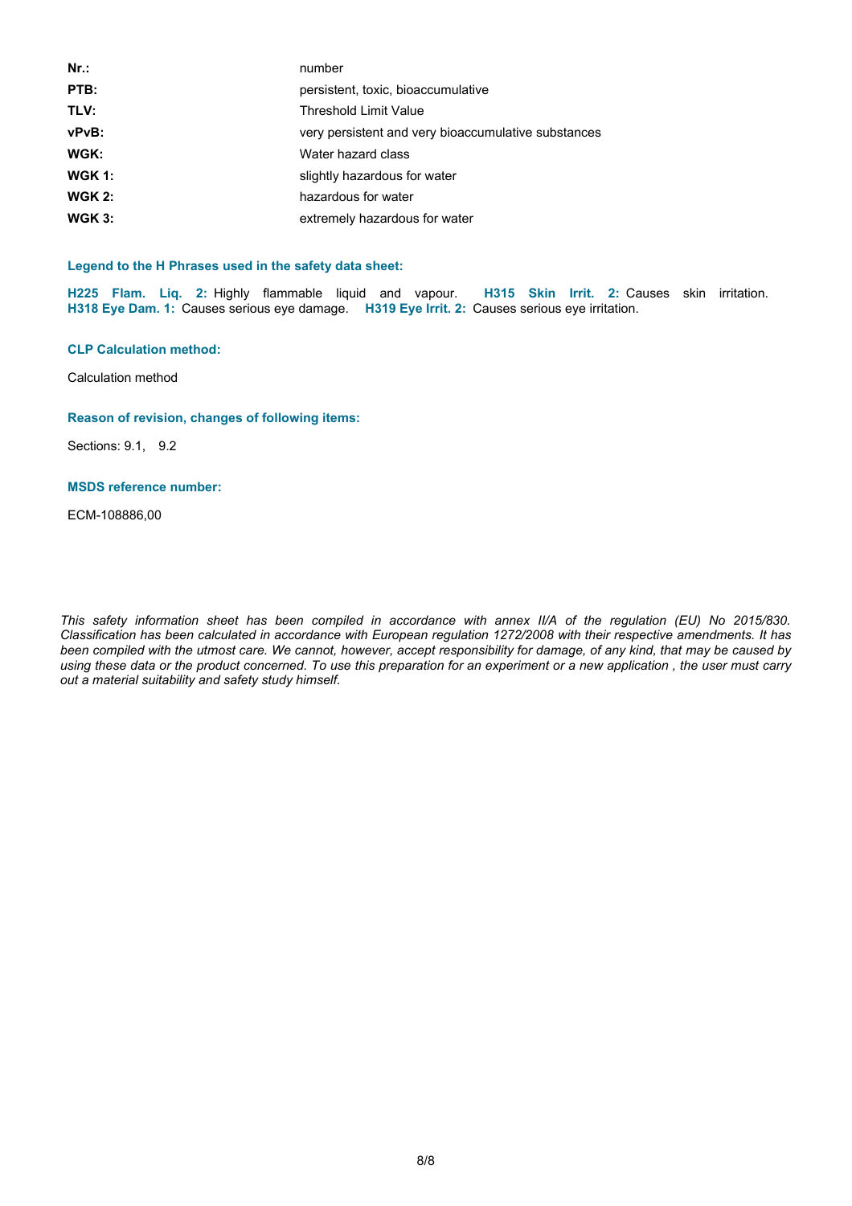| | |
|---|---|
| **Nr.:** | number |
| **PTB:** | persistent, toxic, bioaccumulative |
| **TLV:** | Threshold Limit Value |
| **vPvB:** | very persistent and very bioaccumulative substances |
| **WGK:** | Water hazard class |
| **WGK 1:** | slightly hazardous for water |
| **WGK 2:** | hazardous for water |
| **WGK 3:** | extremely hazardous for water |

### Legend to the H Phrases used in the safety data sheet:

**H225 Flam. Liq. 2:** Highly flammable liquid and vapour. **H315 Skin Irrit. 2:** Causes skin irritation. **H318 Eye Dam. 1:** Causes serious eye damage. **H319 Eye Irrit. 2:** Causes serious eye irritation.

### CLP Calculation method:

Calculation method

### Reason of revision, changes of following items:

Sections: 9.1, 9.2

### MSDS reference number:

ECM-108886,00

*This safety information sheet has been compiled in accordance with annex II/A of the regulation (EU) No 2015/830. Classification has been calculated in accordance with European regulation 1272/2008 with their respective amendments. It has been compiled with the utmost care. We cannot, however, accept responsibility for damage, of any kind, that may be caused by using these data or the product concerned. To use this preparation for an experiment or a new application , the user must carry out a material suitability and safety study himself.*